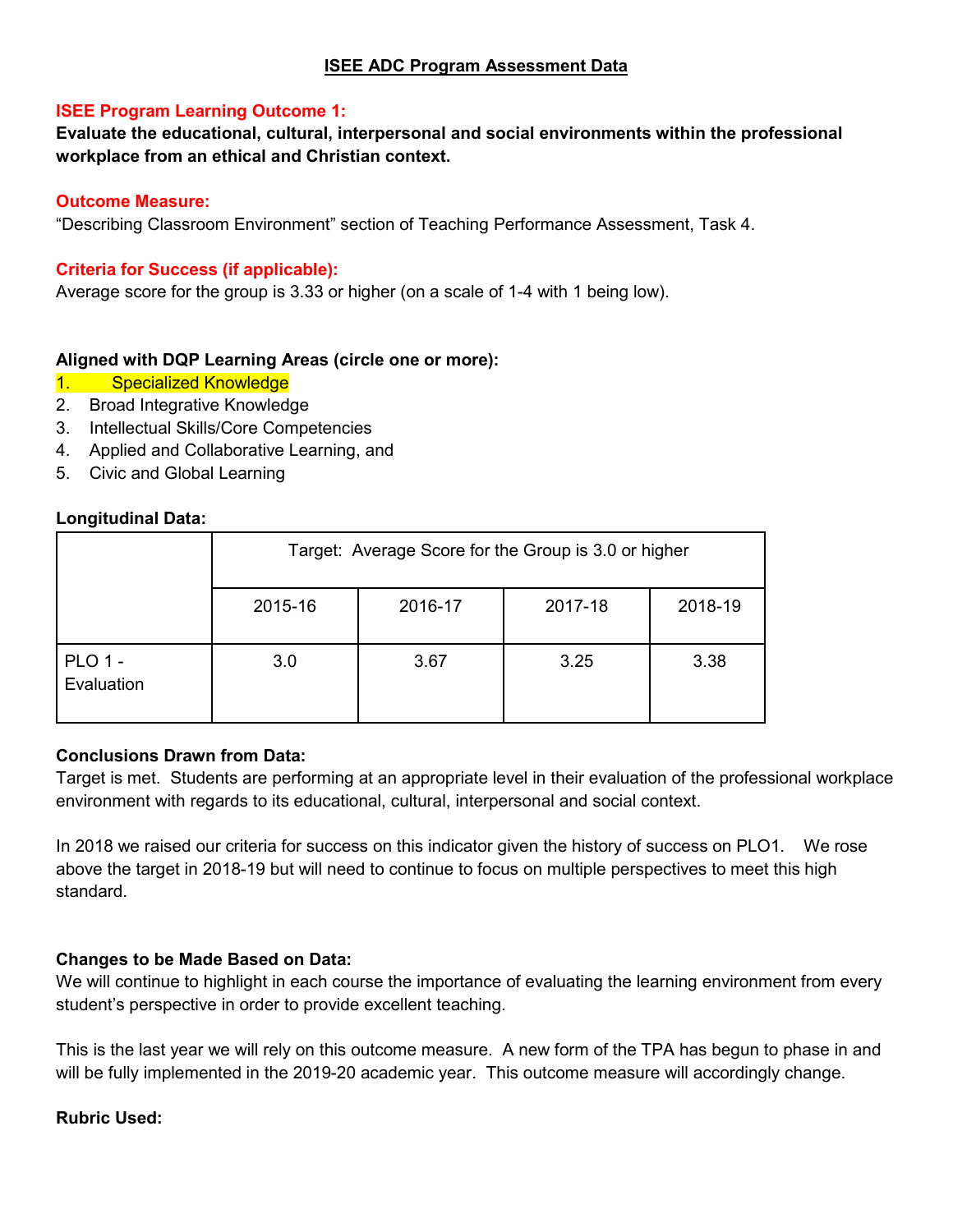# ISEE ADC Program Assessment Data

**ISEE Program Learning Outcome 1:**

**Evaluate the educational, cultural, interpersonal and social environments within the professional workplace from an ethical and Christian context.**

**Outcome Measure:**

"Describing Classroom Environment" section of Teaching Performance Assessment, Task 4.

**Criteria for Success (if applicable):**

Average score for the group is 3.33 or higher (on a scale of 1-4 with 1 being low).

**Aligned with DQP Learning Areas (circle one or more):**

1. Specialized Knowledge
2. Broad Integrative Knowledge
3. Intellectual Skills/Core Competencies
4. Applied and Collaborative Learning, and
5. Civic and Global Learning

**Longitudinal Data:**

| | Target: Average Score for the Group is 3.0 or higher | | | |
|---|---|---|---|---|
| | 2015-16 | 2016-17 | 2017-18 | 2018-19 |
| PLO 1 - Evaluation | 3.0 | 3.67 | 3.25 | 3.38 |

**Conclusions Drawn from Data:**

Target is met. Students are performing at an appropriate level in their evaluation of the professional workplace environment with regards to its educational, cultural, interpersonal and social context.

In 2018 we raised our criteria for success on this indicator given the history of success on PLO1. We rose above the target in 2018-19 but will need to continue to focus on multiple perspectives to meet this high standard.

**Changes to be Made Based on Data:**

We will continue to highlight in each course the importance of evaluating the learning environment from every student's perspective in order to provide excellent teaching.

This is the last year we will rely on this outcome measure. A new form of the TPA has begun to phase in and will be fully implemented in the 2019-20 academic year. This outcome measure will accordingly change.

**Rubric Used:**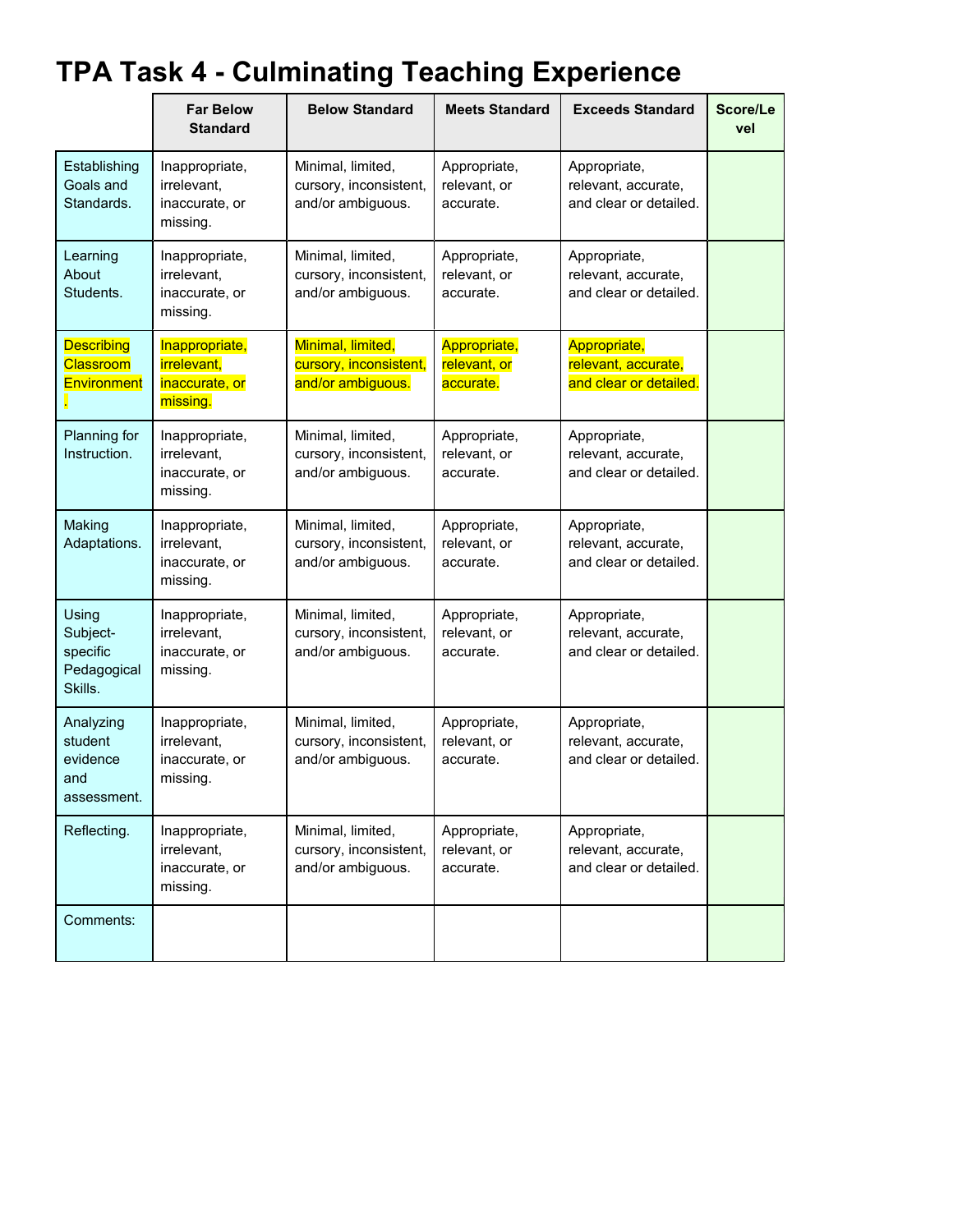# TPA Task 4 - Culminating Teaching Experience

| | Far Below Standard | Below Standard | Meets Standard | Exceeds Standard | Score/Level |
|---|---|---|---|---|---|
| Establishing Goals and Standards. | Inappropriate, irrelevant, inaccurate, or missing. | Minimal, limited, cursory, inconsistent, and/or ambiguous. | Appropriate, relevant, or accurate. | Appropriate, relevant, accurate, and clear or detailed. | |
| Learning About Students. | Inappropriate, irrelevant, inaccurate, or missing. | Minimal, limited, cursory, inconsistent, and/or ambiguous. | Appropriate, relevant, or accurate. | Appropriate, relevant, accurate, and clear or detailed. | |
| Describing Classroom Environment. | Inappropriate, irrelevant, inaccurate, or missing. | Minimal, limited, cursory, inconsistent, and/or ambiguous. | Appropriate, relevant, or accurate. | Appropriate, relevant, accurate, and clear or detailed. | |
| Planning for Instruction. | Inappropriate, irrelevant, inaccurate, or missing. | Minimal, limited, cursory, inconsistent, and/or ambiguous. | Appropriate, relevant, or accurate. | Appropriate, relevant, accurate, and clear or detailed. | |
| Making Adaptations. | Inappropriate, irrelevant, inaccurate, or missing. | Minimal, limited, cursory, inconsistent, and/or ambiguous. | Appropriate, relevant, or accurate. | Appropriate, relevant, accurate, and clear or detailed. | |
| Using Subject-specific Pedagogical Skills. | Inappropriate, irrelevant, inaccurate, or missing. | Minimal, limited, cursory, inconsistent, and/or ambiguous. | Appropriate, relevant, or accurate. | Appropriate, relevant, accurate, and clear or detailed. | |
| Analyzing student evidence and assessment. | Inappropriate, irrelevant, inaccurate, or missing. | Minimal, limited, cursory, inconsistent, and/or ambiguous. | Appropriate, relevant, or accurate. | Appropriate, relevant, accurate, and clear or detailed. | |
| Reflecting. | Inappropriate, irrelevant, inaccurate, or missing. | Minimal, limited, cursory, inconsistent, and/or ambiguous. | Appropriate, relevant, or accurate. | Appropriate, relevant, accurate, and clear or detailed. | |
| Comments: | | | | | |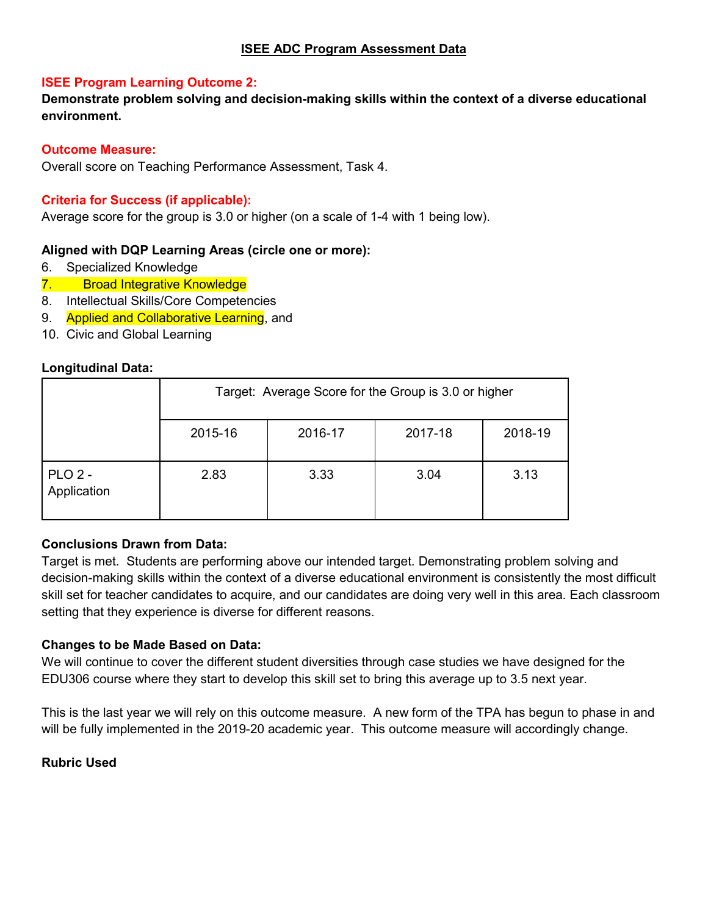## ISEE ADC Program Assessment Data

**ISEE Program Learning Outcome 2:**

**Demonstrate problem solving and decision-making skills within the context of a diverse educational environment.**

**Outcome Measure:**

Overall score on Teaching Performance Assessment, Task 4.

**Criteria for Success (if applicable):**

Average score for the group is 3.0 or higher (on a scale of 1-4 with 1 being low).

**Aligned with DQP Learning Areas (circle one or more):**

6. Specialized Knowledge
7. Broad Integrative Knowledge
8. Intellectual Skills/Core Competencies
9. Applied and Collaborative Learning, and
10. Civic and Global Learning

**Longitudinal Data:**

| | Target: Average Score for the Group is 3.0 or higher | | | |
|---|---|---|---|---|
| | 2015-16 | 2016-17 | 2017-18 | 2018-19 |
| PLO 2 - Application | 2.83 | 3.33 | 3.04 | 3.13 |

**Conclusions Drawn from Data:**

Target is met. Students are performing above our intended target. Demonstrating problem solving and decision-making skills within the context of a diverse educational environment is consistently the most difficult skill set for teacher candidates to acquire, and our candidates are doing very well in this area. Each classroom setting that they experience is diverse for different reasons.

**Changes to be Made Based on Data:**

We will continue to cover the different student diversities through case studies we have designed for the EDU306 course where they start to develop this skill set to bring this average up to 3.5 next year.

This is the last year we will rely on this outcome measure. A new form of the TPA has begun to phase in and will be fully implemented in the 2019-20 academic year. This outcome measure will accordingly change.

**Rubric Used**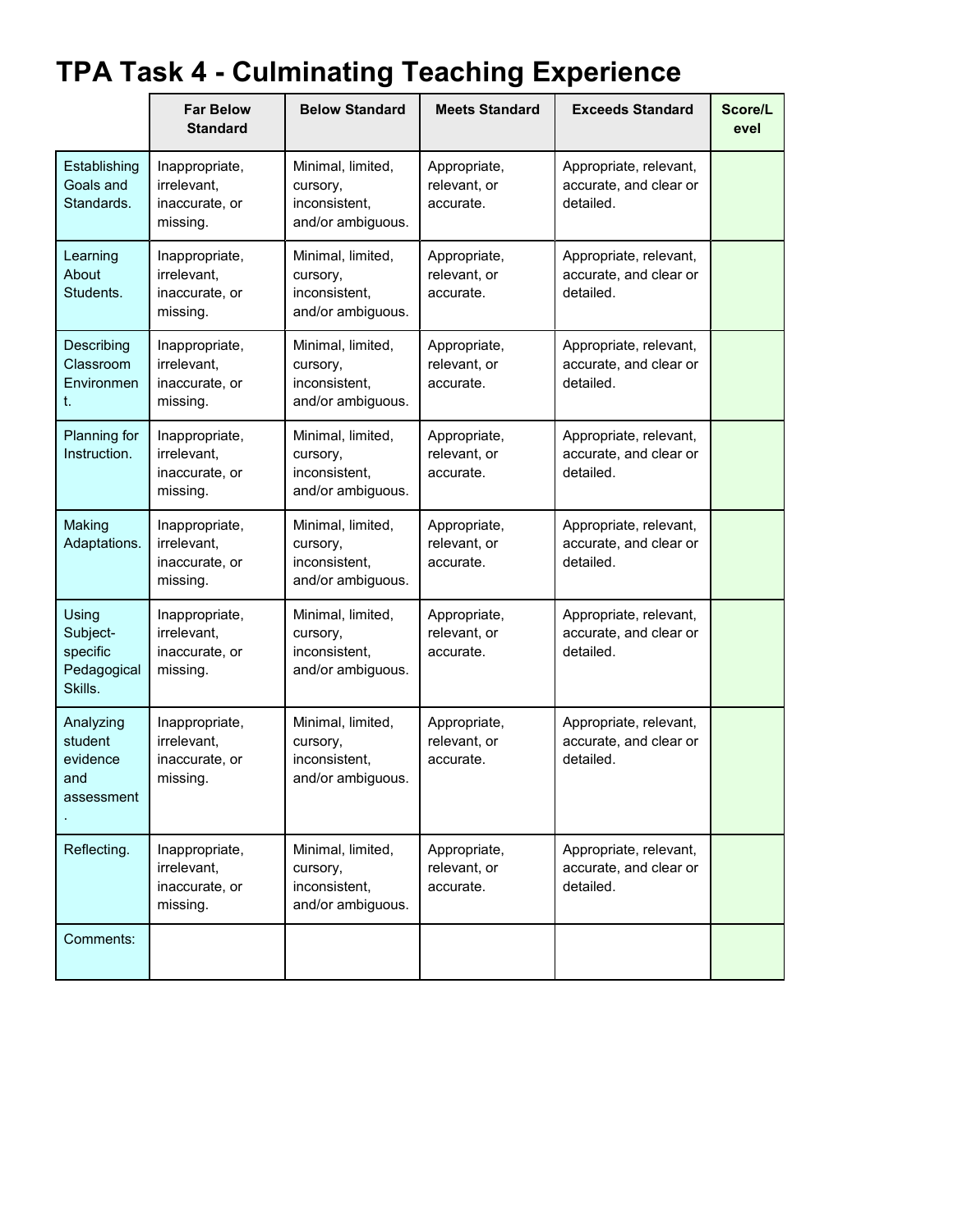# TPA Task 4 - Culminating Teaching Experience

| | Far Below Standard | Below Standard | Meets Standard | Exceeds Standard | Score/Level |
|---|---|---|---|---|---|
| Establishing Goals and Standards. | Inappropriate, irrelevant, inaccurate, or missing. | Minimal, limited, cursory, inconsistent, and/or ambiguous. | Appropriate, relevant, or accurate. | Appropriate, relevant, accurate, and clear or detailed. | |
| Learning About Students. | Inappropriate, irrelevant, inaccurate, or missing. | Minimal, limited, cursory, inconsistent, and/or ambiguous. | Appropriate, relevant, or accurate. | Appropriate, relevant, accurate, and clear or detailed. | |
| Describing Classroom Environment. | Inappropriate, irrelevant, inaccurate, or missing. | Minimal, limited, cursory, inconsistent, and/or ambiguous. | Appropriate, relevant, or accurate. | Appropriate, relevant, accurate, and clear or detailed. | |
| Planning for Instruction. | Inappropriate, irrelevant, inaccurate, or missing. | Minimal, limited, cursory, inconsistent, and/or ambiguous. | Appropriate, relevant, or accurate. | Appropriate, relevant, accurate, and clear or detailed. | |
| Making Adaptations. | Inappropriate, irrelevant, inaccurate, or missing. | Minimal, limited, cursory, inconsistent, and/or ambiguous. | Appropriate, relevant, or accurate. | Appropriate, relevant, accurate, and clear or detailed. | |
| Using Subject-specific Pedagogical Skills. | Inappropriate, irrelevant, inaccurate, or missing. | Minimal, limited, cursory, inconsistent, and/or ambiguous. | Appropriate, relevant, or accurate. | Appropriate, relevant, accurate, and clear or detailed. | |
| Analyzing student evidence and assessment. | Inappropriate, irrelevant, inaccurate, or missing. | Minimal, limited, cursory, inconsistent, and/or ambiguous. | Appropriate, relevant, or accurate. | Appropriate, relevant, accurate, and clear or detailed. | |
| Reflecting. | Inappropriate, irrelevant, inaccurate, or missing. | Minimal, limited, cursory, inconsistent, and/or ambiguous. | Appropriate, relevant, or accurate. | Appropriate, relevant, accurate, and clear or detailed. | |
| Comments: | | | | | |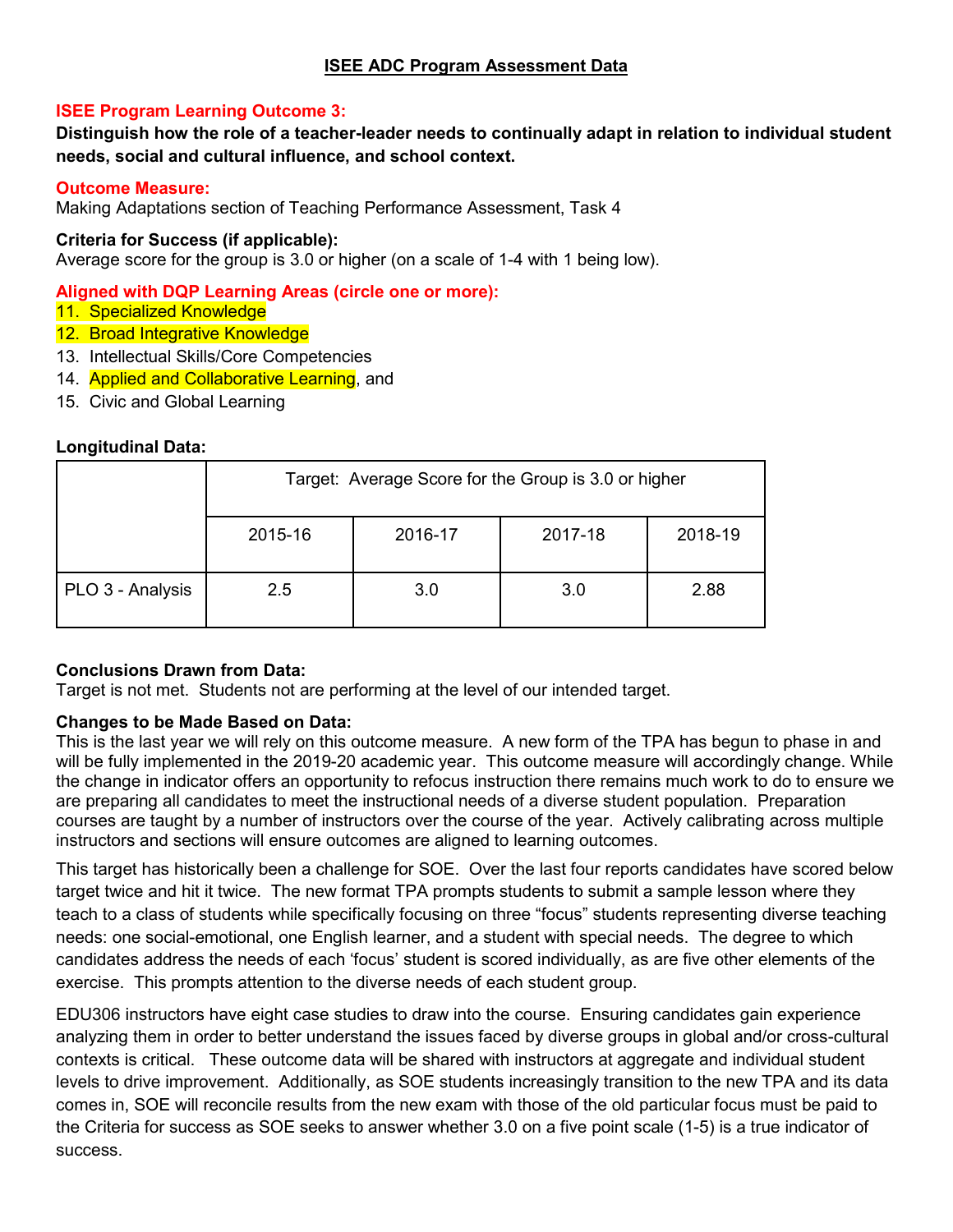## ISEE ADC Program Assessment Data

**ISEE Program Learning Outcome 3:**

**Distinguish how the role of a teacher-leader needs to continually adapt in relation to individual student needs, social and cultural influence, and school context.**

**Outcome Measure:**

Making Adaptations section of Teaching Performance Assessment, Task 4

**Criteria for Success (if applicable):**

Average score for the group is 3.0 or higher (on a scale of 1-4 with 1 being low).

**Aligned with DQP Learning Areas (circle one or more):**

11. Specialized Knowledge
12. Broad Integrative Knowledge
13. Intellectual Skills/Core Competencies
14. Applied and Collaborative Learning, and
15. Civic and Global Learning

**Longitudinal Data:**

| | Target: Average Score for the Group is 3.0 or higher | | | |
|---|---|---|---|---|
| | 2015-16 | 2016-17 | 2017-18 | 2018-19 |
| PLO 3 - Analysis | 2.5 | 3.0 | 3.0 | 2.88 |

**Conclusions Drawn from Data:**

Target is not met. Students not are performing at the level of our intended target.

**Changes to be Made Based on Data:**

This is the last year we will rely on this outcome measure. A new form of the TPA has begun to phase in and will be fully implemented in the 2019-20 academic year. This outcome measure will accordingly change. While the change in indicator offers an opportunity to refocus instruction there remains much work to do to ensure we are preparing all candidates to meet the instructional needs of a diverse student population. Preparation courses are taught by a number of instructors over the course of the year. Actively calibrating across multiple instructors and sections will ensure outcomes are aligned to learning outcomes.

This target has historically been a challenge for SOE. Over the last four reports candidates have scored below target twice and hit it twice. The new format TPA prompts students to submit a sample lesson where they teach to a class of students while specifically focusing on three "focus" students representing diverse teaching needs: one social-emotional, one English learner, and a student with special needs. The degree to which candidates address the needs of each 'focus' student is scored individually, as are five other elements of the exercise. This prompts attention to the diverse needs of each student group.

EDU306 instructors have eight case studies to draw into the course. Ensuring candidates gain experience analyzing them in order to better understand the issues faced by diverse groups in global and/or cross-cultural contexts is critical. These outcome data will be shared with instructors at aggregate and individual student levels to drive improvement. Additionally, as SOE students increasingly transition to the new TPA and its data comes in, SOE will reconcile results from the new exam with those of the old particular focus must be paid to the Criteria for success as SOE seeks to answer whether 3.0 on a five point scale (1-5) is a true indicator of success.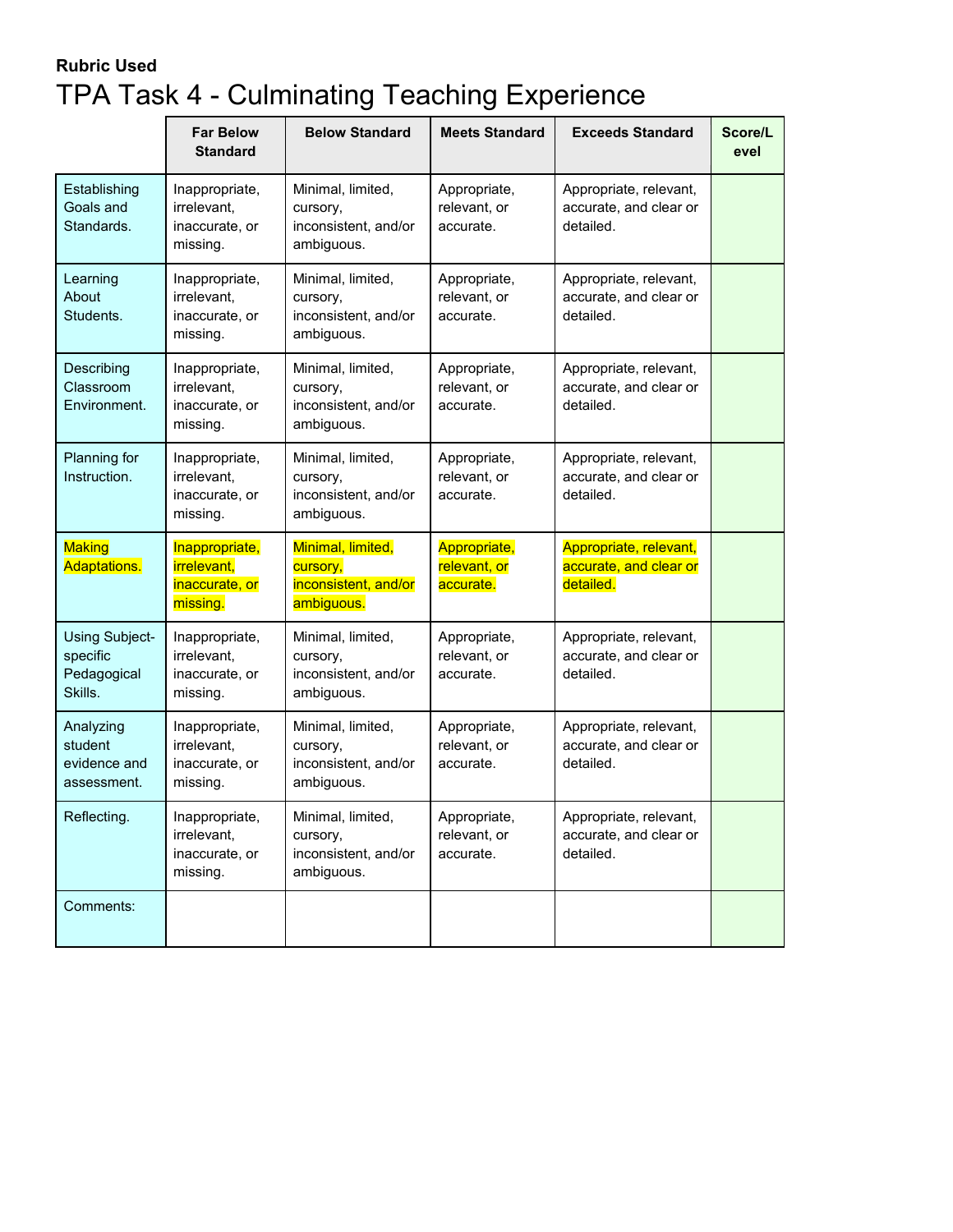**Rubric Used**

# TPA Task 4 - Culminating Teaching Experience

| | Far Below Standard | Below Standard | Meets Standard | Exceeds Standard | Score/Level |
|---|---|---|---|---|---|
| Establishing Goals and Standards. | Inappropriate, irrelevant, inaccurate, or missing. | Minimal, limited, cursory, inconsistent, and/or ambiguous. | Appropriate, relevant, or accurate. | Appropriate, relevant, accurate, and clear or detailed. | |
| Learning About Students. | Inappropriate, irrelevant, inaccurate, or missing. | Minimal, limited, cursory, inconsistent, and/or ambiguous. | Appropriate, relevant, or accurate. | Appropriate, relevant, accurate, and clear or detailed. | |
| Describing Classroom Environment. | Inappropriate, irrelevant, inaccurate, or missing. | Minimal, limited, cursory, inconsistent, and/or ambiguous. | Appropriate, relevant, or accurate. | Appropriate, relevant, accurate, and clear or detailed. | |
| Planning for Instruction. | Inappropriate, irrelevant, inaccurate, or missing. | Minimal, limited, cursory, inconsistent, and/or ambiguous. | Appropriate, relevant, or accurate. | Appropriate, relevant, accurate, and clear or detailed. | |
| Making Adaptations. | Inappropriate, irrelevant, inaccurate, or missing. | Minimal, limited, cursory, inconsistent, and/or ambiguous. | Appropriate, relevant, or accurate. | Appropriate, relevant, accurate, and clear or detailed. | |
| Using Subject-specific Pedagogical Skills. | Inappropriate, irrelevant, inaccurate, or missing. | Minimal, limited, cursory, inconsistent, and/or ambiguous. | Appropriate, relevant, or accurate. | Appropriate, relevant, accurate, and clear or detailed. | |
| Analyzing student evidence and assessment. | Inappropriate, irrelevant, inaccurate, or missing. | Minimal, limited, cursory, inconsistent, and/or ambiguous. | Appropriate, relevant, or accurate. | Appropriate, relevant, accurate, and clear or detailed. | |
| Reflecting. | Inappropriate, irrelevant, inaccurate, or missing. | Minimal, limited, cursory, inconsistent, and/or ambiguous. | Appropriate, relevant, or accurate. | Appropriate, relevant, accurate, and clear or detailed. | |
| Comments: | | | | | |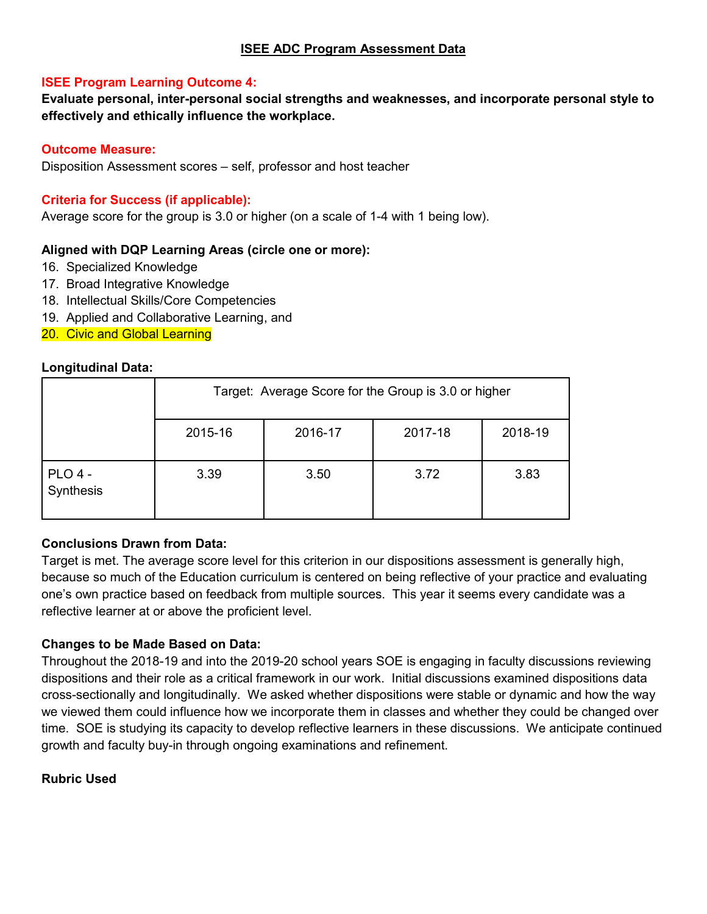## ISEE ADC Program Assessment Data

**ISEE Program Learning Outcome 4:**

**Evaluate personal, inter-personal social strengths and weaknesses, and incorporate personal style to effectively and ethically influence the workplace.**

**Outcome Measure:**

Disposition Assessment scores – self, professor and host teacher

**Criteria for Success (if applicable):**

Average score for the group is 3.0 or higher (on a scale of 1-4 with 1 being low).

**Aligned with DQP Learning Areas (circle one or more):**

16. Specialized Knowledge
17. Broad Integrative Knowledge
18. Intellectual Skills/Core Competencies
19. Applied and Collaborative Learning, and
20. Civic and Global Learning

**Longitudinal Data:**

| | Target: Average Score for the Group is 3.0 or higher | | | |
|---|---|---|---|---|
| | 2015-16 | 2016-17 | 2017-18 | 2018-19 |
| PLO 4 - Synthesis | 3.39 | 3.50 | 3.72 | 3.83 |

**Conclusions Drawn from Data:**

Target is met. The average score level for this criterion in our dispositions assessment is generally high, because so much of the Education curriculum is centered on being reflective of your practice and evaluating one's own practice based on feedback from multiple sources. This year it seems every candidate was a reflective learner at or above the proficient level.

**Changes to be Made Based on Data:**

Throughout the 2018-19 and into the 2019-20 school years SOE is engaging in faculty discussions reviewing dispositions and their role as a critical framework in our work. Initial discussions examined dispositions data cross-sectionally and longitudinally. We asked whether dispositions were stable or dynamic and how the way we viewed them could influence how we incorporate them in classes and whether they could be changed over time. SOE is studying its capacity to develop reflective learners in these discussions. We anticipate continued growth and faculty buy-in through ongoing examinations and refinement.

**Rubric Used**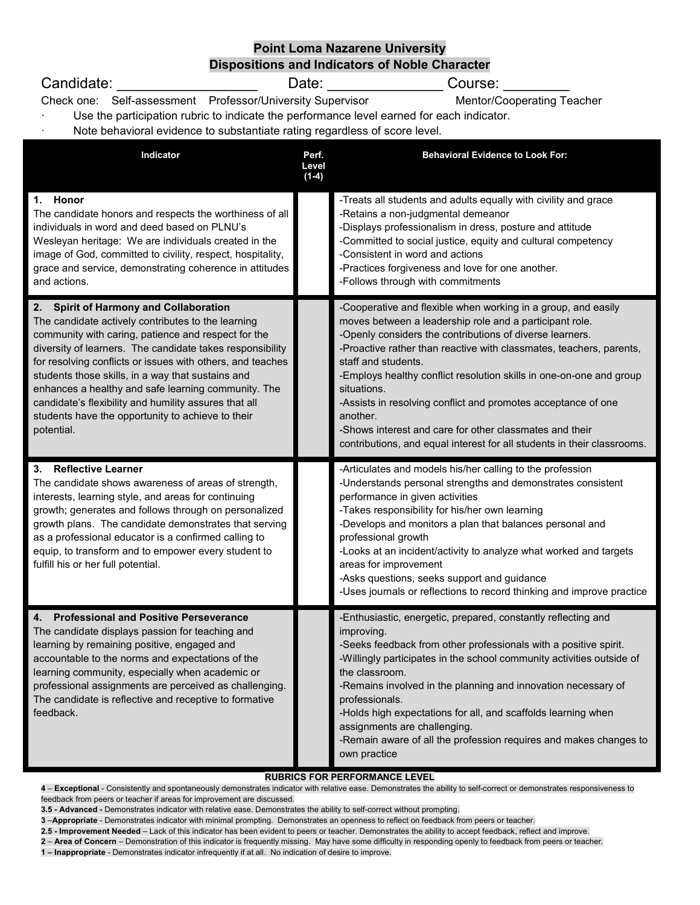## Point Loma Nazarene University
## Dispositions and Indicators of Noble Character

Candidate: __________________ Date: _______________ Course: _________

Check one: Self-assessment Professor/University Supervisor Mentor/Cooperating Teacher

- Use the participation rubric to indicate the performance level earned for each indicator.
- Note behavioral evidence to substantiate rating regardless of score level.

| Indicator | Perf. Level (1-4) | Behavioral Evidence to Look For: |
|---|---|---|
| **1. Honor**<br>The candidate honors and respects the worthiness of all individuals in word and deed based on PLNU's Wesleyan heritage: We are individuals created in the image of God, committed to civility, respect, hospitality, grace and service, demonstrating coherence in attitudes and actions. | | -Treats all students and adults equally with civility and grace<br>-Retains a non-judgmental demeanor<br>-Displays professionalism in dress, posture and attitude<br>-Committed to social justice, equity and cultural competency<br>-Consistent in word and actions<br>-Practices forgiveness and love for one another.<br>-Follows through with commitments |
| **2. Spirit of Harmony and Collaboration**<br>The candidate actively contributes to the learning community with caring, patience and respect for the diversity of learners. The candidate takes responsibility for resolving conflicts or issues with others, and teaches students those skills, in a way that sustains and enhances a healthy and safe learning community. The candidate's flexibility and humility assures that all students have the opportunity to achieve to their potential. | | -Cooperative and flexible when working in a group, and easily moves between a leadership role and a participant role.<br>-Openly considers the contributions of diverse learners.<br>-Proactive rather than reactive with classmates, teachers, parents, staff and students.<br>-Employs healthy conflict resolution skills in one-on-one and group situations.<br>-Assists in resolving conflict and promotes acceptance of one another.<br>-Shows interest and care for other classmates and their contributions, and equal interest for all students in their classrooms. |
| **3. Reflective Learner**<br>The candidate shows awareness of areas of strength, interests, learning style, and areas for continuing growth; generates and follows through on personalized growth plans. The candidate demonstrates that serving as a professional educator is a confirmed calling to equip, to transform and to empower every student to fulfill his or her full potential. | | -Articulates and models his/her calling to the profession<br>-Understands personal strengths and demonstrates consistent performance in given activities<br>-Takes responsibility for his/her own learning<br>-Develops and monitors a plan that balances personal and professional growth<br>-Looks at an incident/activity to analyze what worked and targets areas for improvement<br>-Asks questions, seeks support and guidance<br>-Uses journals or reflections to record thinking and improve practice |
| **4. Professional and Positive Perseverance**<br>The candidate displays passion for teaching and learning by remaining positive, engaged and accountable to the norms and expectations of the learning community, especially when academic or professional assignments are perceived as challenging. The candidate is reflective and receptive to formative feedback. | | -Enthusiastic, energetic, prepared, constantly reflecting and improving.<br>-Seeks feedback from other professionals with a positive spirit.<br>-Willingly participates in the school community activities outside of the classroom.<br>-Remains involved in the planning and innovation necessary of professionals.<br>-Holds high expectations for all, and scaffolds learning when assignments are challenging.<br>-Remain aware of all the profession requires and makes changes to own practice |

**RUBRICS FOR PERFORMANCE LEVEL**

**4** – **Exceptional** - Consistently and spontaneously demonstrates indicator with relative ease. Demonstrates the ability to self-correct or demonstrates responsiveness to feedback from peers or teacher if areas for improvement are discussed.

**3.5 - Advanced -** Demonstrates indicator with relative ease. Demonstrates the ability to self-correct without prompting.

**3** –**Appropriate** - Demonstrates indicator with minimal prompting. Demonstrates an openness to reflect on feedback from peers or teacher.

**2.5 - Improvement Needed** – Lack of this indicator has been evident to peers or teacher. Demonstrates the ability to accept feedback, reflect and improve.

**2** – **Area of Concern** – Demonstration of this indicator is frequently missing. May have some difficulty in responding openly to feedback from peers or teacher.

**1 – Inappropriate** - Demonstrates indicator infrequently if at all. No indication of desire to improve.